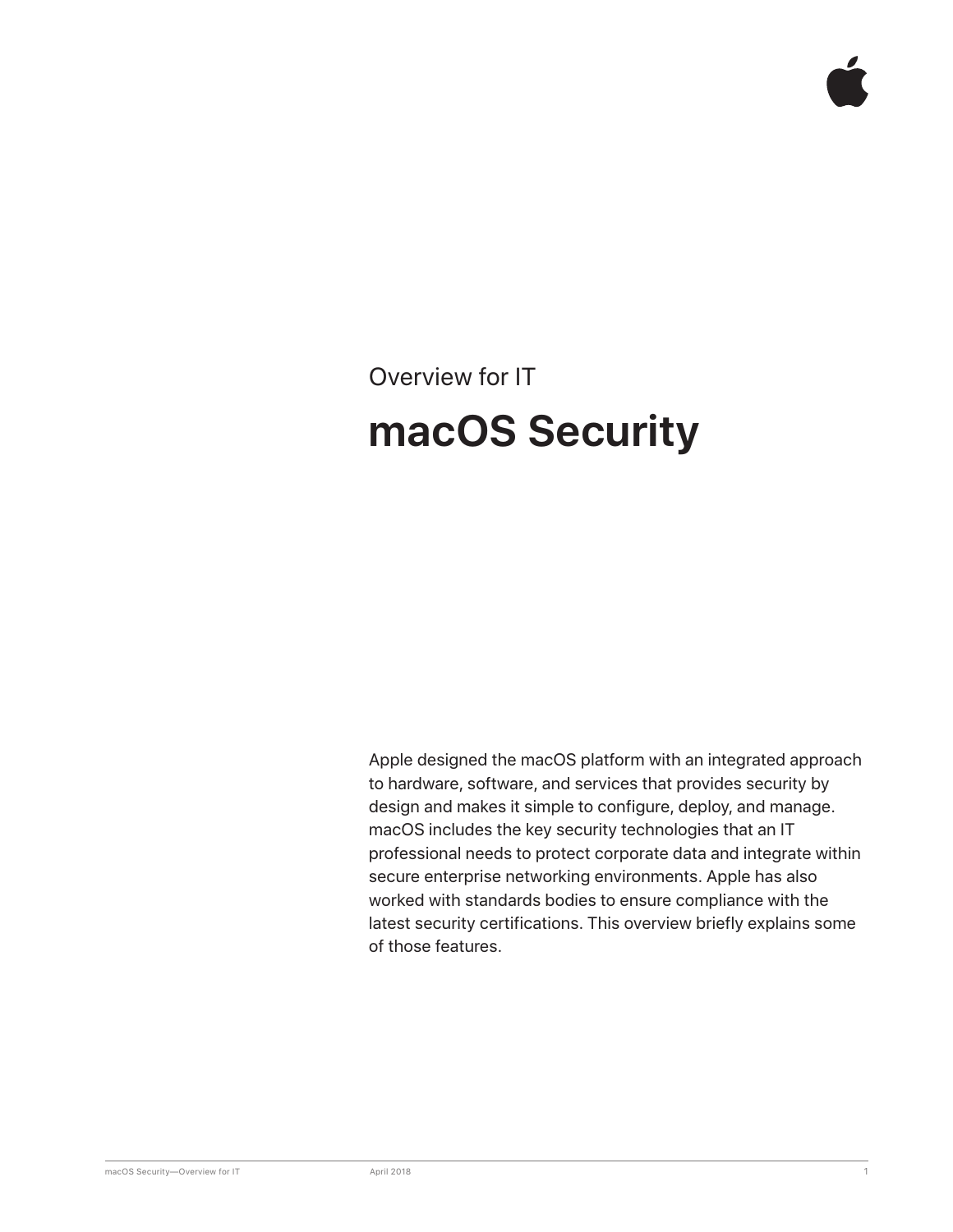Overview for IT

# macOS Security

Apple designed the macOS platform with an integrated approach to hardware, software, and services that provides security by design and makes it simple to configure, deploy, and manage. macOS includes the key security technologies that an IT professional needs to protect corporate data and integrate within secure enterprise networking environments. Apple has also worked with standards bodies to ensure compliance with the latest security certifications. This overview briefly explains some of those features.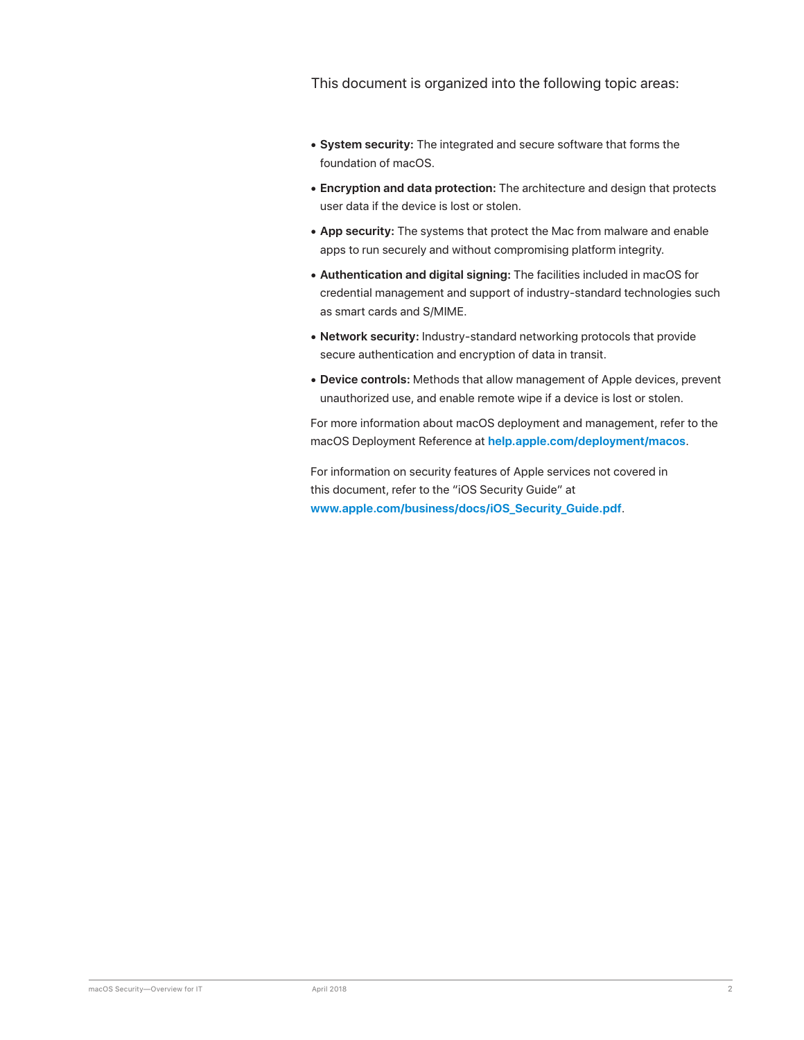This document is organized into the following topic areas:

- **System security:** The integrated and secure software that forms the foundation of macOS.
- **Encryption and data protection:** The architecture and design that protects user data if the device is lost or stolen.
- **App security:** The systems that protect the Mac from malware and enable apps to run securely and without compromising platform integrity.
- **Authentication and digital signing:** The facilities included in macOS for credential management and support of industry-standard technologies such as smart cards and S/MIME.
- **Network security:** Industry-standard networking protocols that provide secure authentication and encryption of data in transit.
- **Device controls:** Methods that allow management of Apple devices, prevent unauthorized use, and enable remote wipe if a device is lost or stolen.

For more information about macOS deployment and management, refer to the macOS Deployment Reference at **help.apple.com/deployment/macos**.

For information on security features of Apple services not covered in this document, refer to the "iOS Security Guide" at **www.apple.com/business/docs/iOS_Security_Guide.pdf**.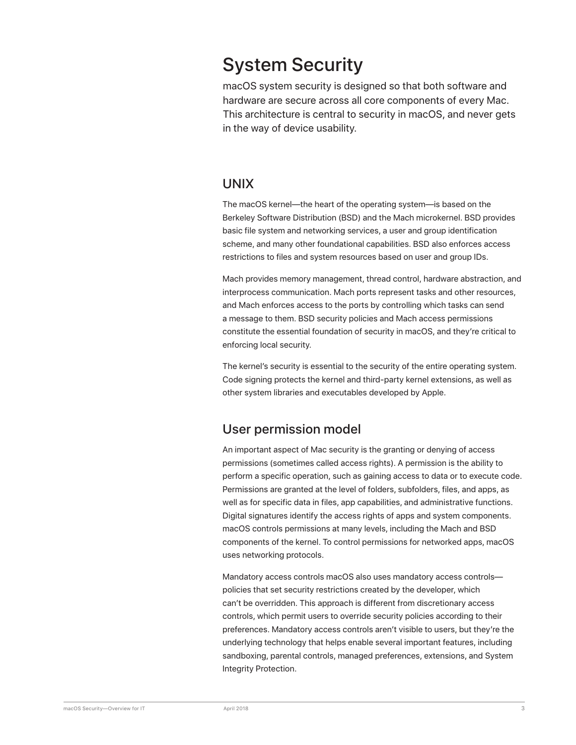# System Security

macOS system security is designed so that both software and hardware are secure across all core components of every Mac. This architecture is central to security in macOS, and never gets in the way of device usability.

## UNIX

The macOS kernel—the heart of the operating system—is based on the Berkeley Software Distribution (BSD) and the Mach microkernel. BSD provides basic file system and networking services, a user and group identification scheme, and many other foundational capabilities. BSD also enforces access restrictions to files and system resources based on user and group IDs.

Mach provides memory management, thread control, hardware abstraction, and interprocess communication. Mach ports represent tasks and other resources, and Mach enforces access to the ports by controlling which tasks can send a message to them. BSD security policies and Mach access permissions constitute the essential foundation of security in macOS, and they're critical to enforcing local security.

The kernel's security is essential to the security of the entire operating system. Code signing protects the kernel and third-party kernel extensions, as well as other system libraries and executables developed by Apple.

## User permission model

An important aspect of Mac security is the granting or denying of access permissions (sometimes called access rights). A permission is the ability to perform a specific operation, such as gaining access to data or to execute code. Permissions are granted at the level of folders, subfolders, files, and apps, as well as for specific data in files, app capabilities, and administrative functions. Digital signatures identify the access rights of apps and system components. macOS controls permissions at many levels, including the Mach and BSD components of the kernel. To control permissions for networked apps, macOS uses networking protocols.

Mandatory access controls macOS also uses mandatory access controls—policies that set security restrictions created by the developer, which can't be overridden. This approach is different from discretionary access controls, which permit users to override security policies according to their preferences. Mandatory access controls aren't visible to users, but they're the underlying technology that helps enable several important features, including sandboxing, parental controls, managed preferences, extensions, and System Integrity Protection.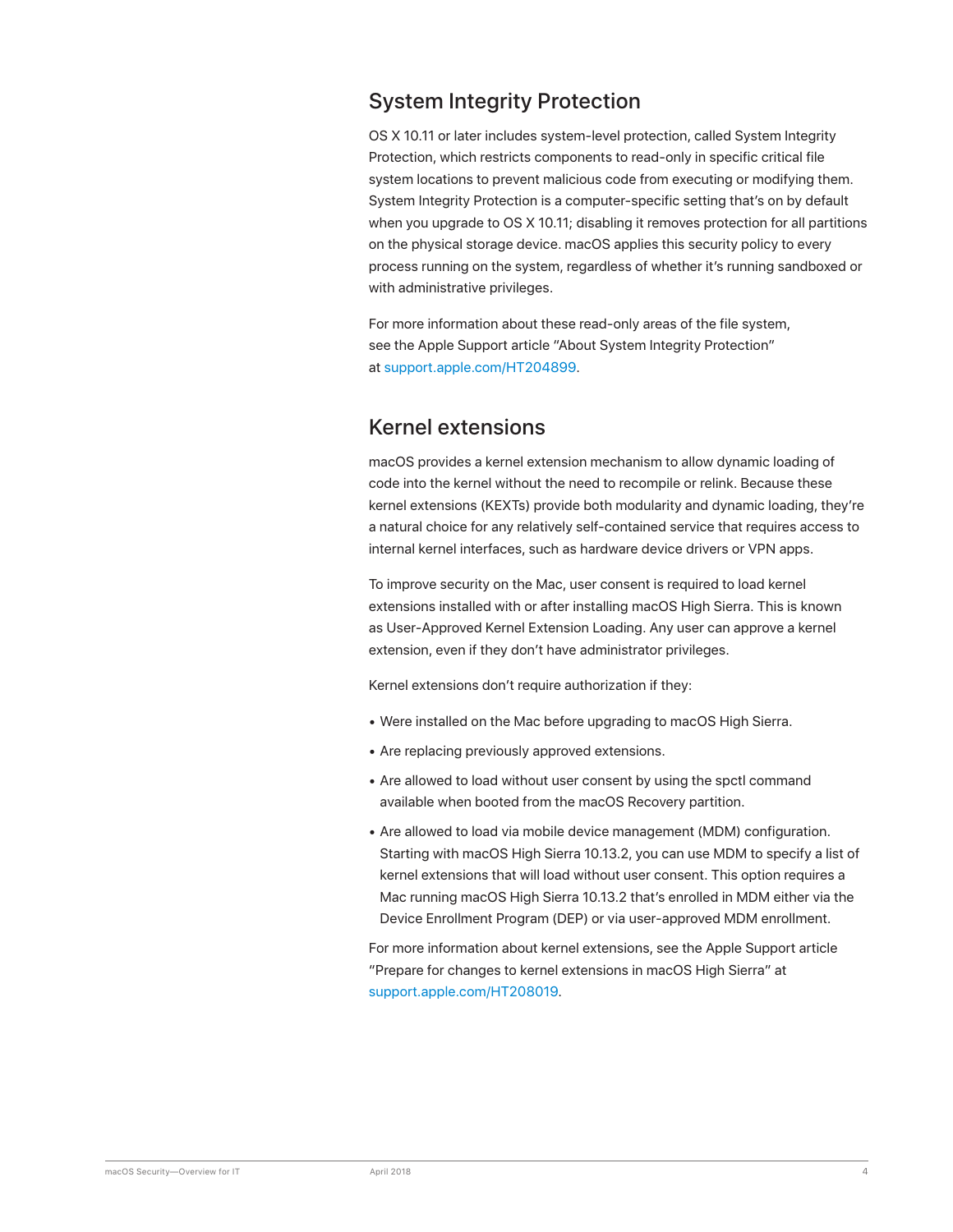## System Integrity Protection

OS X 10.11 or later includes system-level protection, called System Integrity Protection, which restricts components to read-only in specific critical file system locations to prevent malicious code from executing or modifying them. System Integrity Protection is a computer-specific setting that's on by default when you upgrade to OS X 10.11; disabling it removes protection for all partitions on the physical storage device. macOS applies this security policy to every process running on the system, regardless of whether it's running sandboxed or with administrative privileges.

For more information about these read-only areas of the file system, see the Apple Support article "About System Integrity Protection" at support.apple.com/HT204899.

## Kernel extensions

macOS provides a kernel extension mechanism to allow dynamic loading of code into the kernel without the need to recompile or relink. Because these kernel extensions (KEXTs) provide both modularity and dynamic loading, they're a natural choice for any relatively self-contained service that requires access to internal kernel interfaces, such as hardware device drivers or VPN apps.

To improve security on the Mac, user consent is required to load kernel extensions installed with or after installing macOS High Sierra. This is known as User-Approved Kernel Extension Loading. Any user can approve a kernel extension, even if they don't have administrator privileges.

Kernel extensions don't require authorization if they:

- Were installed on the Mac before upgrading to macOS High Sierra.
- Are replacing previously approved extensions.
- Are allowed to load without user consent by using the spctl command available when booted from the macOS Recovery partition.
- Are allowed to load via mobile device management (MDM) configuration. Starting with macOS High Sierra 10.13.2, you can use MDM to specify a list of kernel extensions that will load without user consent. This option requires a Mac running macOS High Sierra 10.13.2 that's enrolled in MDM either via the Device Enrollment Program (DEP) or via user-approved MDM enrollment.

For more information about kernel extensions, see the Apple Support article "Prepare for changes to kernel extensions in macOS High Sierra" at support.apple.com/HT208019.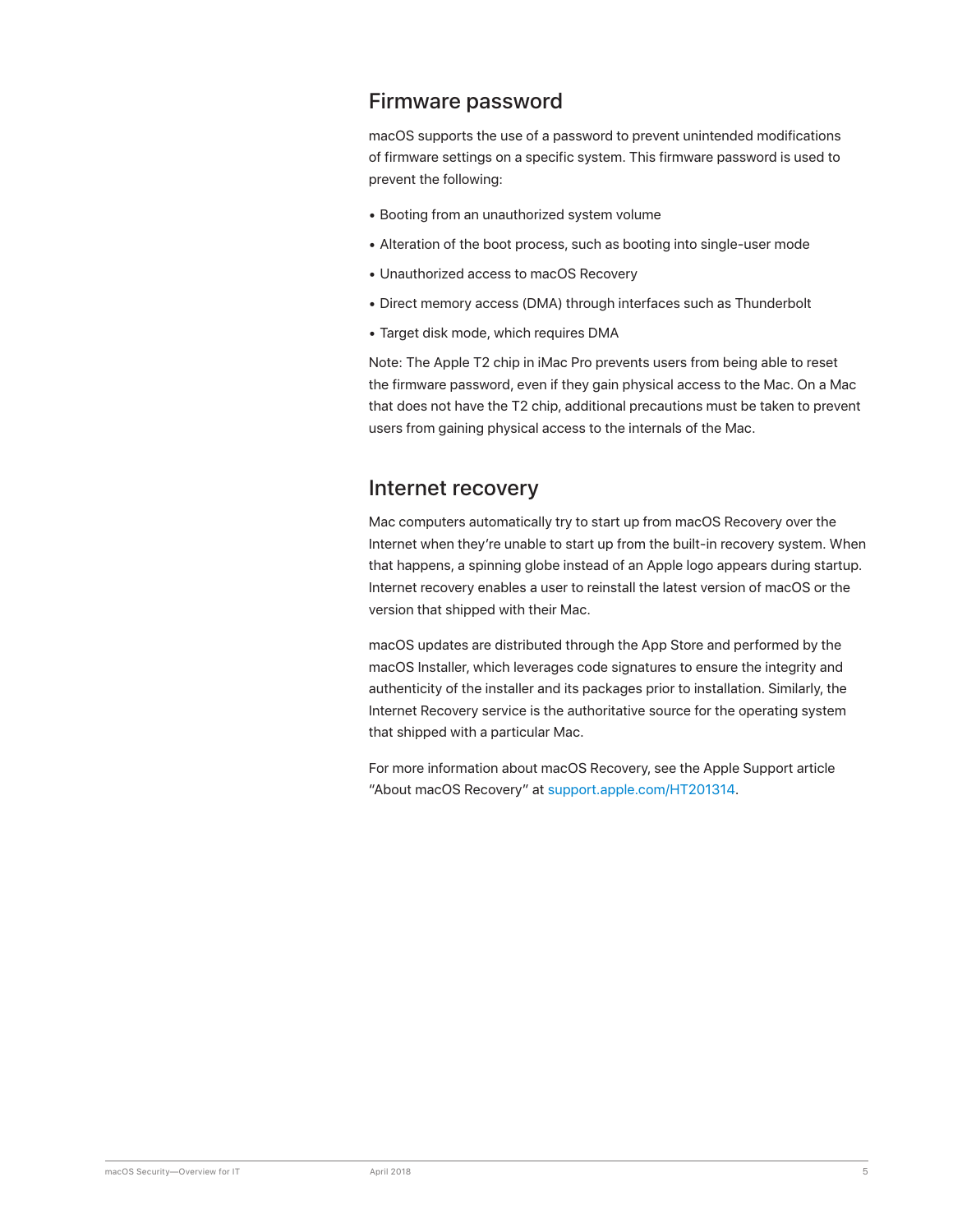## Firmware password

macOS supports the use of a password to prevent unintended modifications of firmware settings on a specific system. This firmware password is used to prevent the following:

- Booting from an unauthorized system volume
- Alteration of the boot process, such as booting into single-user mode
- Unauthorized access to macOS Recovery
- Direct memory access (DMA) through interfaces such as Thunderbolt
- Target disk mode, which requires DMA

Note: The Apple T2 chip in iMac Pro prevents users from being able to reset the firmware password, even if they gain physical access to the Mac. On a Mac that does not have the T2 chip, additional precautions must be taken to prevent users from gaining physical access to the internals of the Mac.

## Internet recovery

Mac computers automatically try to start up from macOS Recovery over the Internet when they're unable to start up from the built-in recovery system. When that happens, a spinning globe instead of an Apple logo appears during startup. Internet recovery enables a user to reinstall the latest version of macOS or the version that shipped with their Mac.

macOS updates are distributed through the App Store and performed by the macOS Installer, which leverages code signatures to ensure the integrity and authenticity of the installer and its packages prior to installation. Similarly, the Internet Recovery service is the authoritative source for the operating system that shipped with a particular Mac.

For more information about macOS Recovery, see the Apple Support article "About macOS Recovery" at support.apple.com/HT201314.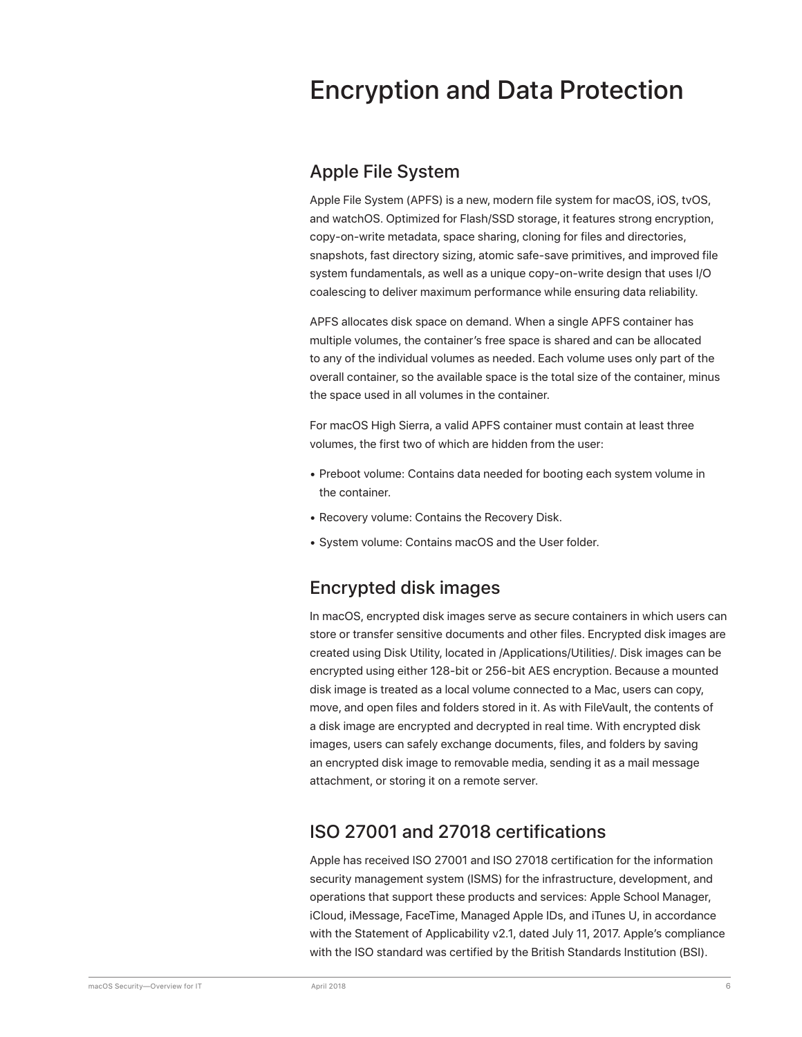# Encryption and Data Protection

## Apple File System

Apple File System (APFS) is a new, modern file system for macOS, iOS, tvOS, and watchOS. Optimized for Flash/SSD storage, it features strong encryption, copy-on-write metadata, space sharing, cloning for files and directories, snapshots, fast directory sizing, atomic safe-save primitives, and improved file system fundamentals, as well as a unique copy-on-write design that uses I/O coalescing to deliver maximum performance while ensuring data reliability.

APFS allocates disk space on demand. When a single APFS container has multiple volumes, the container's free space is shared and can be allocated to any of the individual volumes as needed. Each volume uses only part of the overall container, so the available space is the total size of the container, minus the space used in all volumes in the container.

For macOS High Sierra, a valid APFS container must contain at least three volumes, the first two of which are hidden from the user:

- Preboot volume: Contains data needed for booting each system volume in the container.
- Recovery volume: Contains the Recovery Disk.
- System volume: Contains macOS and the User folder.

## Encrypted disk images

In macOS, encrypted disk images serve as secure containers in which users can store or transfer sensitive documents and other files. Encrypted disk images are created using Disk Utility, located in /Applications/Utilities/. Disk images can be encrypted using either 128-bit or 256-bit AES encryption. Because a mounted disk image is treated as a local volume connected to a Mac, users can copy, move, and open files and folders stored in it. As with FileVault, the contents of a disk image are encrypted and decrypted in real time. With encrypted disk images, users can safely exchange documents, files, and folders by saving an encrypted disk image to removable media, sending it as a mail message attachment, or storing it on a remote server.

## ISO 27001 and 27018 certifications

Apple has received ISO 27001 and ISO 27018 certification for the information security management system (ISMS) for the infrastructure, development, and operations that support these products and services: Apple School Manager, iCloud, iMessage, FaceTime, Managed Apple IDs, and iTunes U, in accordance with the Statement of Applicability v2.1, dated July 11, 2017. Apple's compliance with the ISO standard was certified by the British Standards Institution (BSI).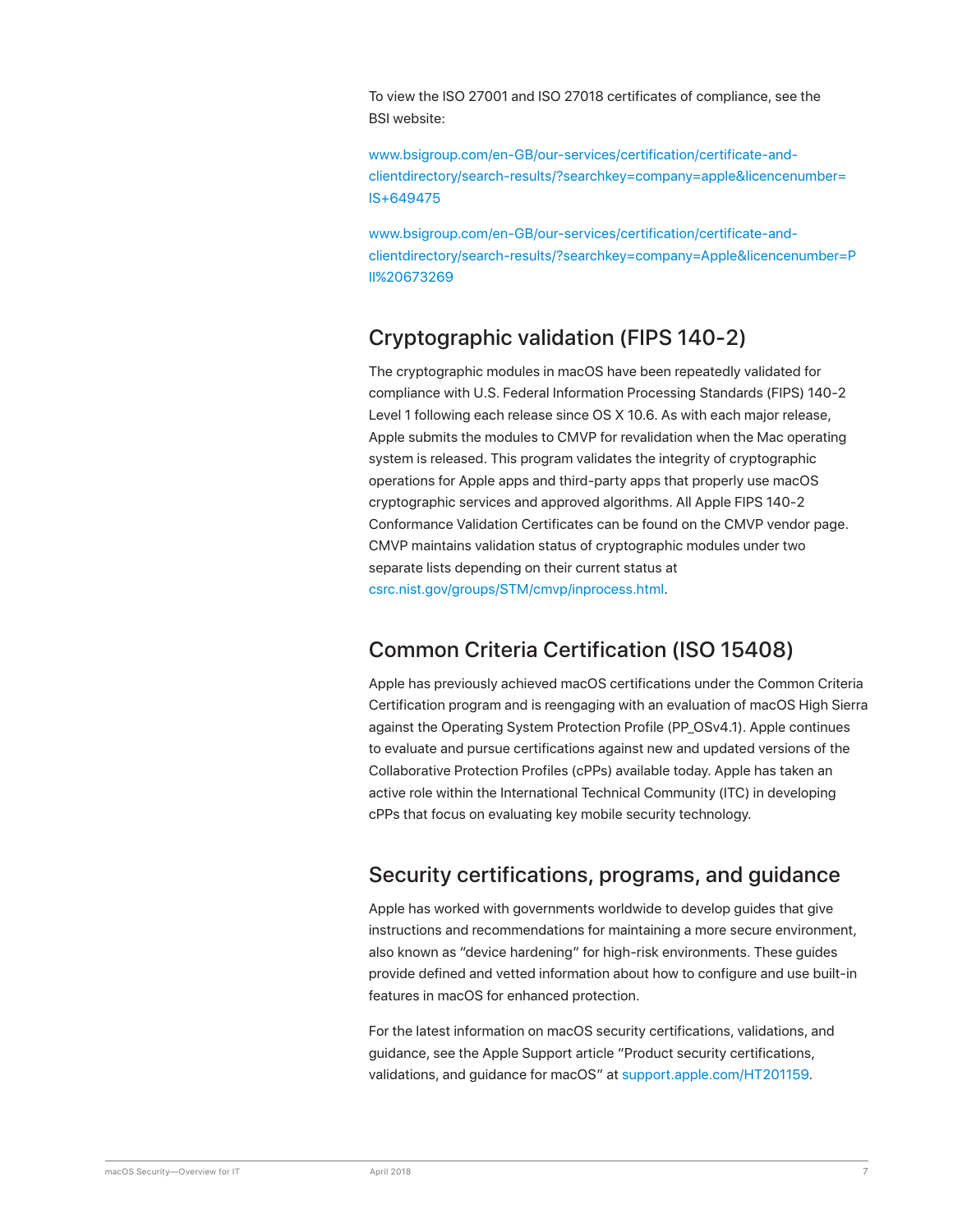To view the ISO 27001 and ISO 27018 certificates of compliance, see the BSI website:

www.bsigroup.com/en-GB/our-services/certification/certificate-and-clientdirectory/search-results/?searchkey=company=apple&licencenumber=IS+649475

www.bsigroup.com/en-GB/our-services/certification/certificate-and-clientdirectory/search-results/?searchkey=company=Apple&licencenumber=PII%20673269

## Cryptographic validation (FIPS 140-2)

The cryptographic modules in macOS have been repeatedly validated for compliance with U.S. Federal Information Processing Standards (FIPS) 140-2 Level 1 following each release since OS X 10.6. As with each major release, Apple submits the modules to CMVP for revalidation when the Mac operating system is released. This program validates the integrity of cryptographic operations for Apple apps and third-party apps that properly use macOS cryptographic services and approved algorithms. All Apple FIPS 140-2 Conformance Validation Certificates can be found on the CMVP vendor page. CMVP maintains validation status of cryptographic modules under two separate lists depending on their current status at csrc.nist.gov/groups/STM/cmvp/inprocess.html.

## Common Criteria Certification (ISO 15408)

Apple has previously achieved macOS certifications under the Common Criteria Certification program and is reengaging with an evaluation of macOS High Sierra against the Operating System Protection Profile (PP_OSv4.1). Apple continues to evaluate and pursue certifications against new and updated versions of the Collaborative Protection Profiles (cPPs) available today. Apple has taken an active role within the International Technical Community (ITC) in developing cPPs that focus on evaluating key mobile security technology.

## Security certifications, programs, and guidance

Apple has worked with governments worldwide to develop guides that give instructions and recommendations for maintaining a more secure environment, also known as "device hardening" for high-risk environments. These guides provide defined and vetted information about how to configure and use built-in features in macOS for enhanced protection.

For the latest information on macOS security certifications, validations, and guidance, see the Apple Support article "Product security certifications, validations, and guidance for macOS" at support.apple.com/HT201159.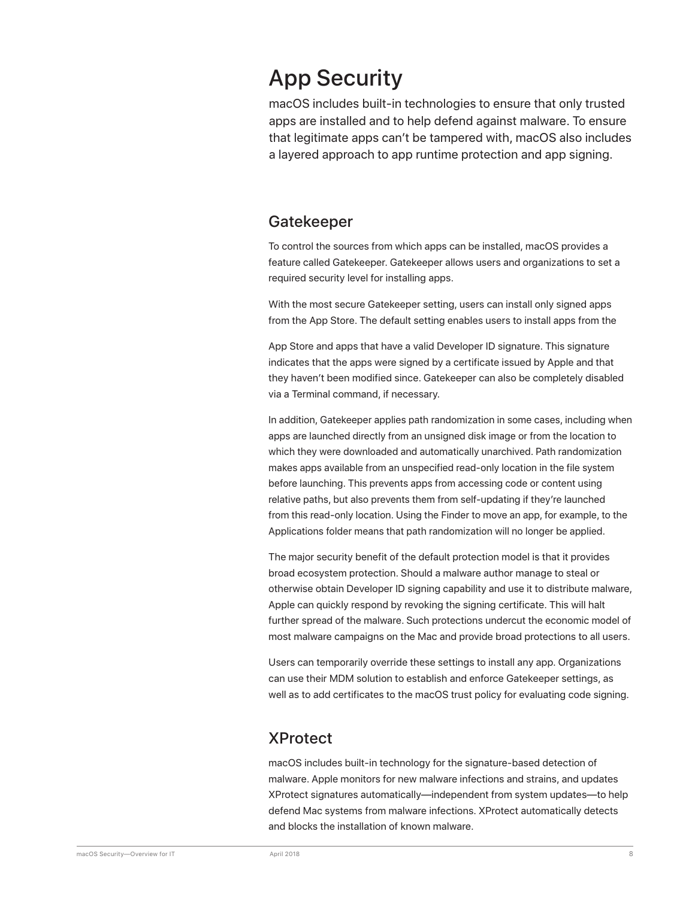# App Security

macOS includes built-in technologies to ensure that only trusted apps are installed and to help defend against malware. To ensure that legitimate apps can't be tampered with, macOS also includes a layered approach to app runtime protection and app signing.

## Gatekeeper

To control the sources from which apps can be installed, macOS provides a feature called Gatekeeper. Gatekeeper allows users and organizations to set a required security level for installing apps.

With the most secure Gatekeeper setting, users can install only signed apps from the App Store. The default setting enables users to install apps from the App Store and apps that have a valid Developer ID signature. This signature indicates that the apps were signed by a certificate issued by Apple and that they haven't been modified since. Gatekeeper can also be completely disabled via a Terminal command, if necessary.

In addition, Gatekeeper applies path randomization in some cases, including when apps are launched directly from an unsigned disk image or from the location to which they were downloaded and automatically unarchived. Path randomization makes apps available from an unspecified read-only location in the file system before launching. This prevents apps from accessing code or content using relative paths, but also prevents them from self-updating if they're launched from this read-only location. Using the Finder to move an app, for example, to the Applications folder means that path randomization will no longer be applied.

The major security benefit of the default protection model is that it provides broad ecosystem protection. Should a malware author manage to steal or otherwise obtain Developer ID signing capability and use it to distribute malware, Apple can quickly respond by revoking the signing certificate. This will halt further spread of the malware. Such protections undercut the economic model of most malware campaigns on the Mac and provide broad protections to all users.

Users can temporarily override these settings to install any app. Organizations can use their MDM solution to establish and enforce Gatekeeper settings, as well as to add certificates to the macOS trust policy for evaluating code signing.

## XProtect

macOS includes built-in technology for the signature-based detection of malware. Apple monitors for new malware infections and strains, and updates XProtect signatures automatically—independent from system updates—to help defend Mac systems from malware infections. XProtect automatically detects and blocks the installation of known malware.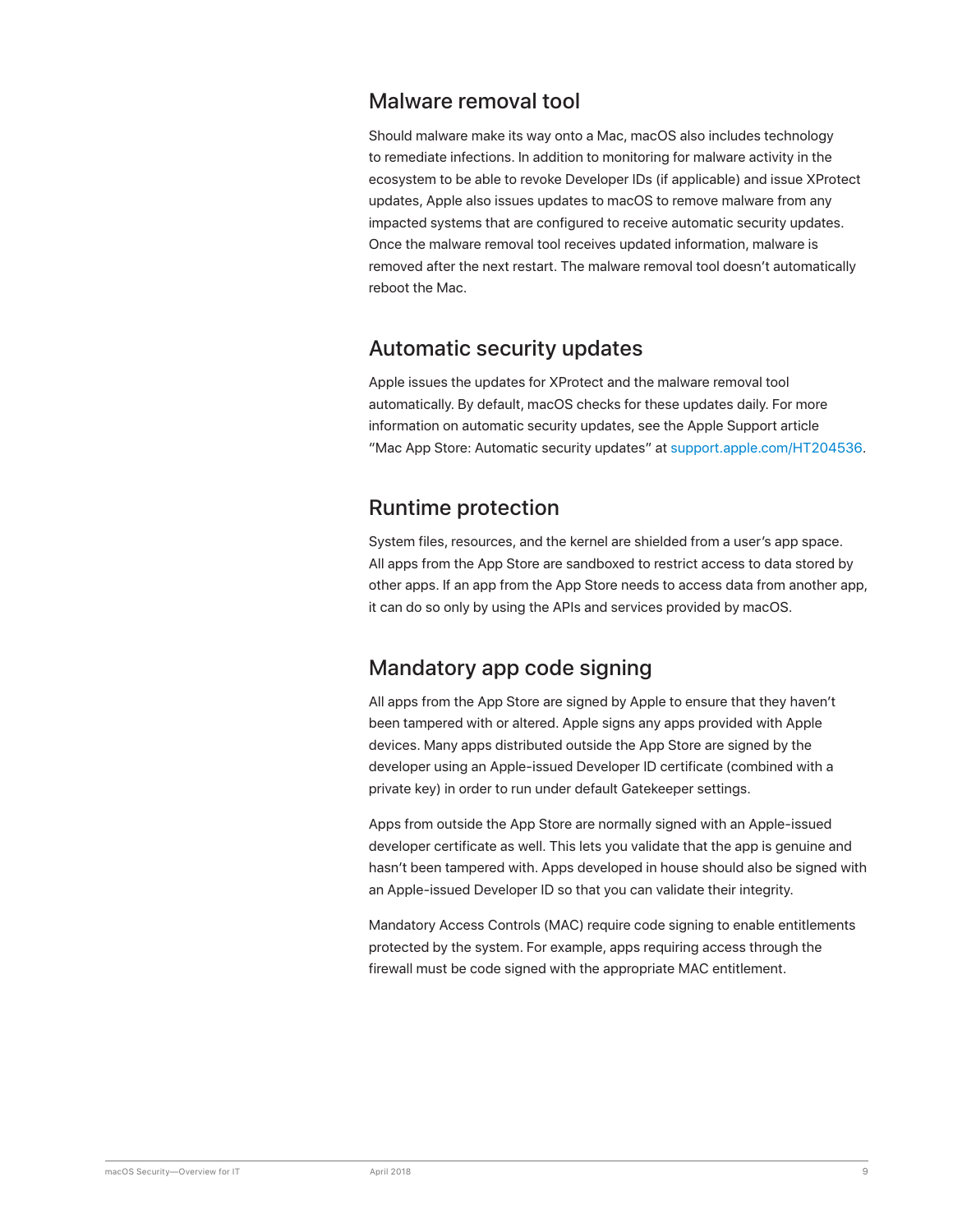## Malware removal tool

Should malware make its way onto a Mac, macOS also includes technology to remediate infections. In addition to monitoring for malware activity in the ecosystem to be able to revoke Developer IDs (if applicable) and issue XProtect updates, Apple also issues updates to macOS to remove malware from any impacted systems that are configured to receive automatic security updates. Once the malware removal tool receives updated information, malware is removed after the next restart. The malware removal tool doesn't automatically reboot the Mac.

## Automatic security updates

Apple issues the updates for XProtect and the malware removal tool automatically. By default, macOS checks for these updates daily. For more information on automatic security updates, see the Apple Support article "Mac App Store: Automatic security updates" at support.apple.com/HT204536.

## Runtime protection

System files, resources, and the kernel are shielded from a user's app space. All apps from the App Store are sandboxed to restrict access to data stored by other apps. If an app from the App Store needs to access data from another app, it can do so only by using the APIs and services provided by macOS.

## Mandatory app code signing

All apps from the App Store are signed by Apple to ensure that they haven't been tampered with or altered. Apple signs any apps provided with Apple devices. Many apps distributed outside the App Store are signed by the developer using an Apple-issued Developer ID certificate (combined with a private key) in order to run under default Gatekeeper settings.

Apps from outside the App Store are normally signed with an Apple-issued developer certificate as well. This lets you validate that the app is genuine and hasn't been tampered with. Apps developed in house should also be signed with an Apple-issued Developer ID so that you can validate their integrity.

Mandatory Access Controls (MAC) require code signing to enable entitlements protected by the system. For example, apps requiring access through the firewall must be code signed with the appropriate MAC entitlement.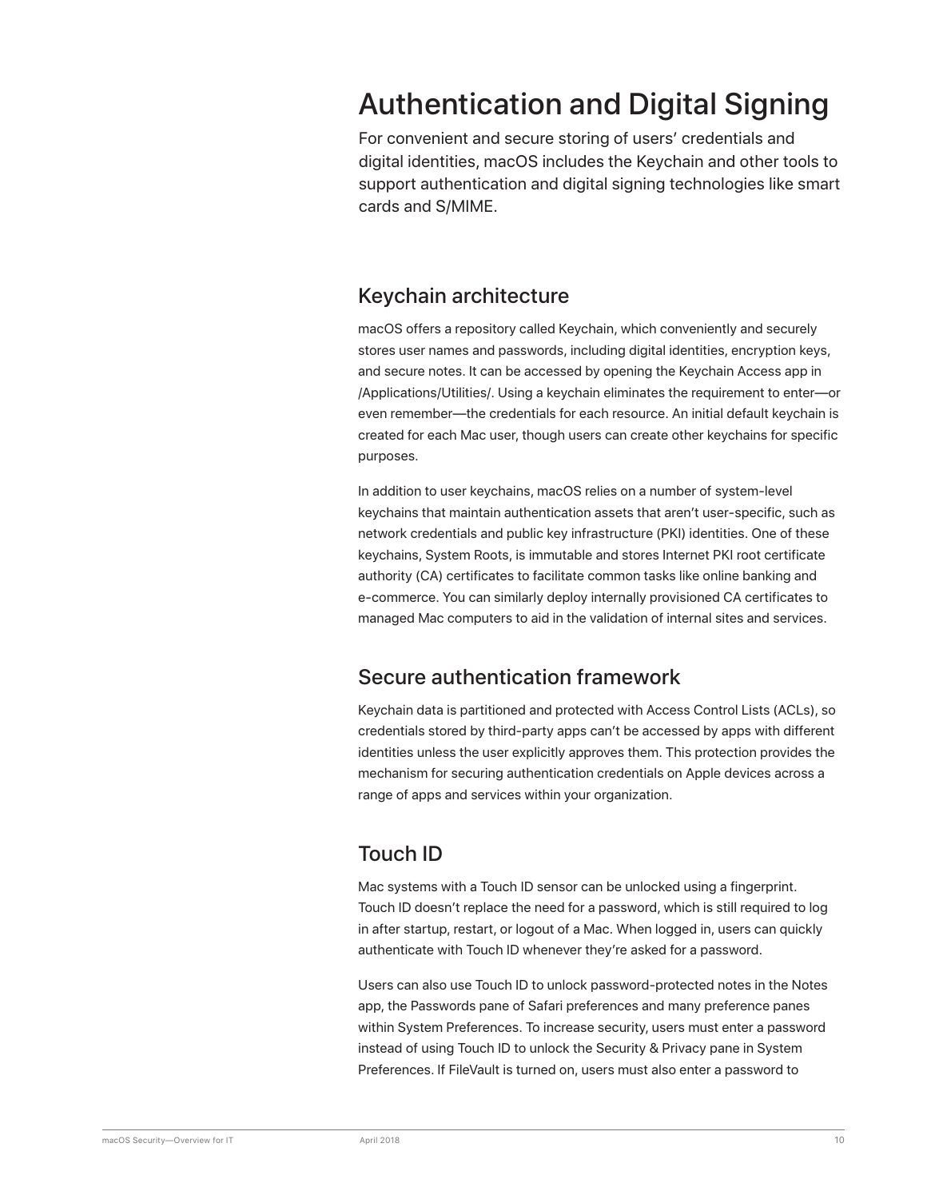# Authentication and Digital Signing

For convenient and secure storing of users' credentials and digital identities, macOS includes the Keychain and other tools to support authentication and digital signing technologies like smart cards and S/MIME.

## Keychain architecture

macOS offers a repository called Keychain, which conveniently and securely stores user names and passwords, including digital identities, encryption keys, and secure notes. It can be accessed by opening the Keychain Access app in /Applications/Utilities/. Using a keychain eliminates the requirement to enter—or even remember—the credentials for each resource. An initial default keychain is created for each Mac user, though users can create other keychains for specific purposes.

In addition to user keychains, macOS relies on a number of system-level keychains that maintain authentication assets that aren't user-specific, such as network credentials and public key infrastructure (PKI) identities. One of these keychains, System Roots, is immutable and stores Internet PKI root certificate authority (CA) certificates to facilitate common tasks like online banking and e-commerce. You can similarly deploy internally provisioned CA certificates to managed Mac computers to aid in the validation of internal sites and services.

## Secure authentication framework

Keychain data is partitioned and protected with Access Control Lists (ACLs), so credentials stored by third-party apps can't be accessed by apps with different identities unless the user explicitly approves them. This protection provides the mechanism for securing authentication credentials on Apple devices across a range of apps and services within your organization.

## Touch ID

Mac systems with a Touch ID sensor can be unlocked using a fingerprint. Touch ID doesn't replace the need for a password, which is still required to log in after startup, restart, or logout of a Mac. When logged in, users can quickly authenticate with Touch ID whenever they're asked for a password.

Users can also use Touch ID to unlock password-protected notes in the Notes app, the Passwords pane of Safari preferences and many preference panes within System Preferences. To increase security, users must enter a password instead of using Touch ID to unlock the Security & Privacy pane in System Preferences. If FileVault is turned on, users must also enter a password to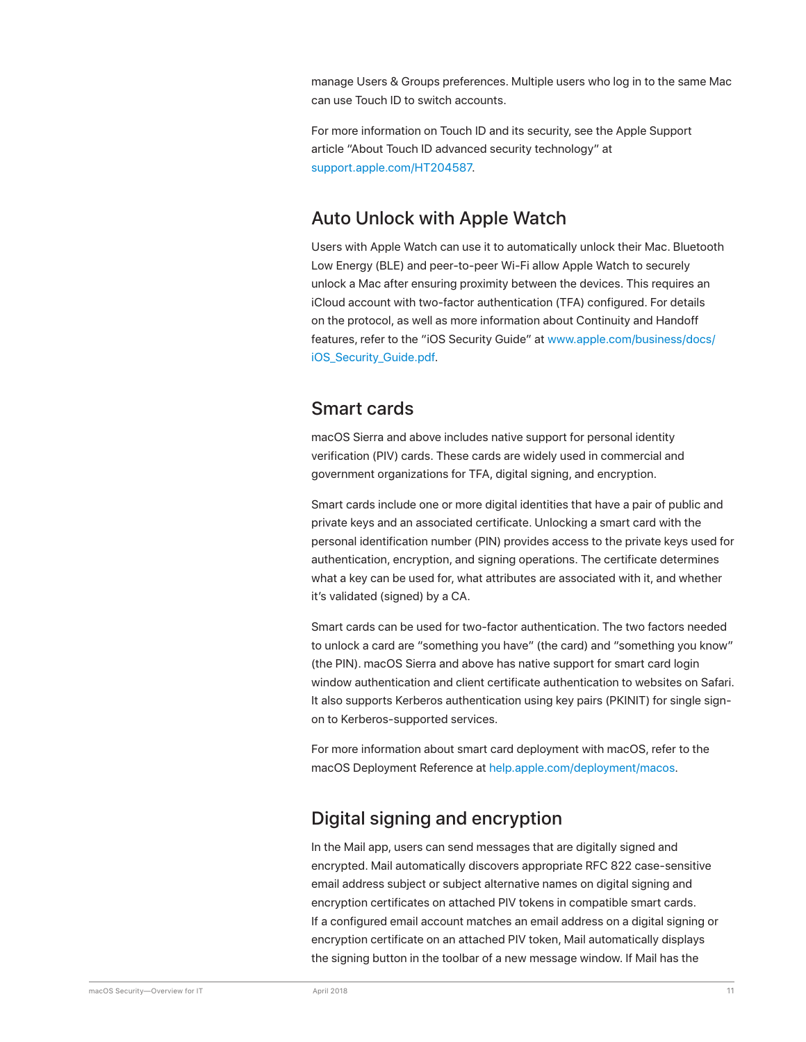manage Users & Groups preferences. Multiple users who log in to the same Mac can use Touch ID to switch accounts.

For more information on Touch ID and its security, see the Apple Support article "About Touch ID advanced security technology" at support.apple.com/HT204587.

## Auto Unlock with Apple Watch

Users with Apple Watch can use it to automatically unlock their Mac. Bluetooth Low Energy (BLE) and peer-to-peer Wi-Fi allow Apple Watch to securely unlock a Mac after ensuring proximity between the devices. This requires an iCloud account with two-factor authentication (TFA) configured. For details on the protocol, as well as more information about Continuity and Handoff features, refer to the "iOS Security Guide" at www.apple.com/business/docs/iOS_Security_Guide.pdf.

## Smart cards

macOS Sierra and above includes native support for personal identity verification (PIV) cards. These cards are widely used in commercial and government organizations for TFA, digital signing, and encryption.

Smart cards include one or more digital identities that have a pair of public and private keys and an associated certificate. Unlocking a smart card with the personal identification number (PIN) provides access to the private keys used for authentication, encryption, and signing operations. The certificate determines what a key can be used for, what attributes are associated with it, and whether it's validated (signed) by a CA.

Smart cards can be used for two-factor authentication. The two factors needed to unlock a card are "something you have" (the card) and "something you know" (the PIN). macOS Sierra and above has native support for smart card login window authentication and client certificate authentication to websites on Safari. It also supports Kerberos authentication using key pairs (PKINIT) for single sign-on to Kerberos-supported services.

For more information about smart card deployment with macOS, refer to the macOS Deployment Reference at help.apple.com/deployment/macos.

## Digital signing and encryption

In the Mail app, users can send messages that are digitally signed and encrypted. Mail automatically discovers appropriate RFC 822 case-sensitive email address subject or subject alternative names on digital signing and encryption certificates on attached PIV tokens in compatible smart cards. If a configured email account matches an email address on a digital signing or encryption certificate on an attached PIV token, Mail automatically displays the signing button in the toolbar of a new message window. If Mail has the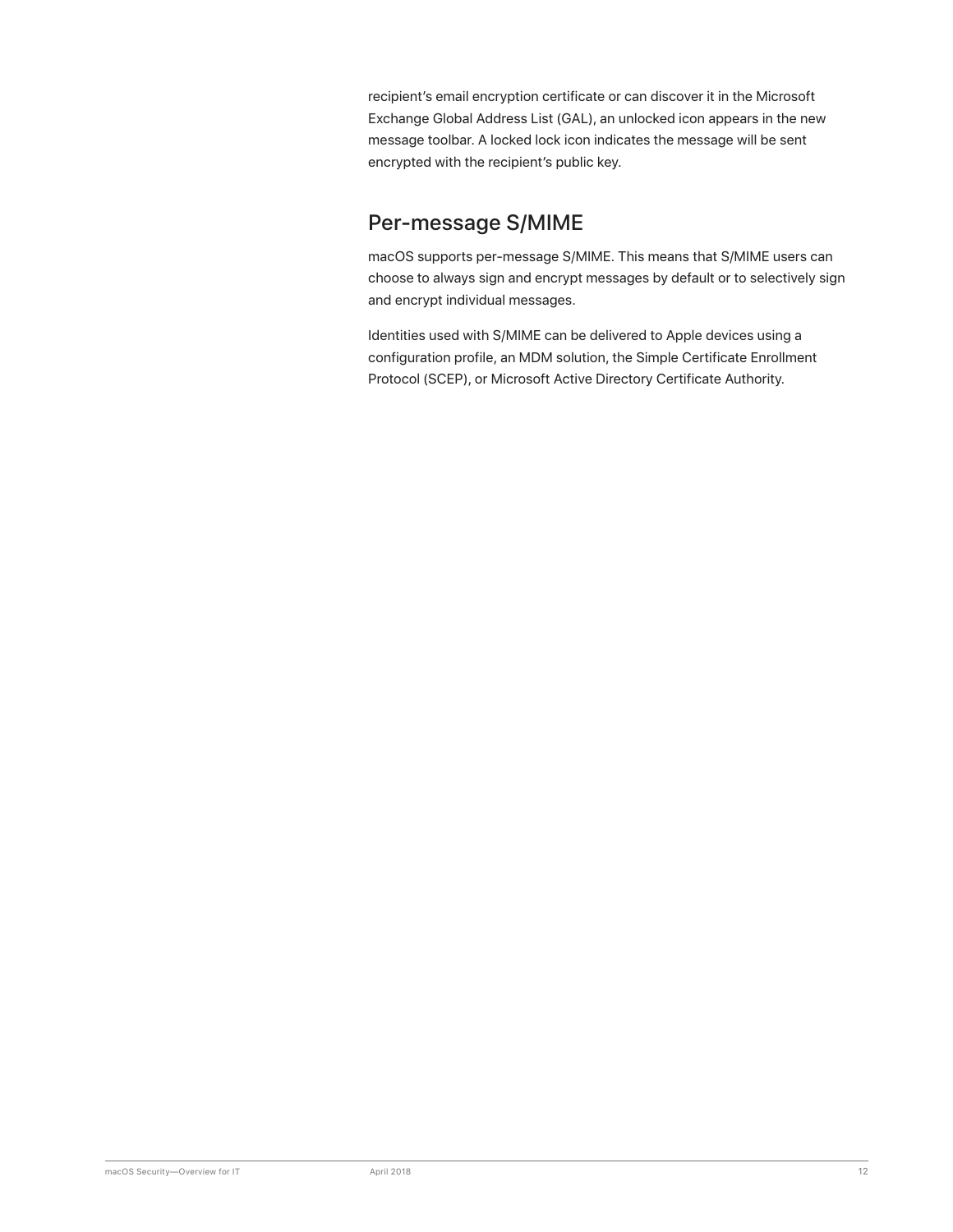recipient’s email encryption certificate or can discover it in the Microsoft Exchange Global Address List (GAL), an unlocked icon appears in the new message toolbar. A locked lock icon indicates the message will be sent encrypted with the recipient’s public key.

## Per-message S/MIME

macOS supports per-message S/MIME. This means that S/MIME users can choose to always sign and encrypt messages by default or to selectively sign and encrypt individual messages.

Identities used with S/MIME can be delivered to Apple devices using a configuration profile, an MDM solution, the Simple Certificate Enrollment Protocol (SCEP), or Microsoft Active Directory Certificate Authority.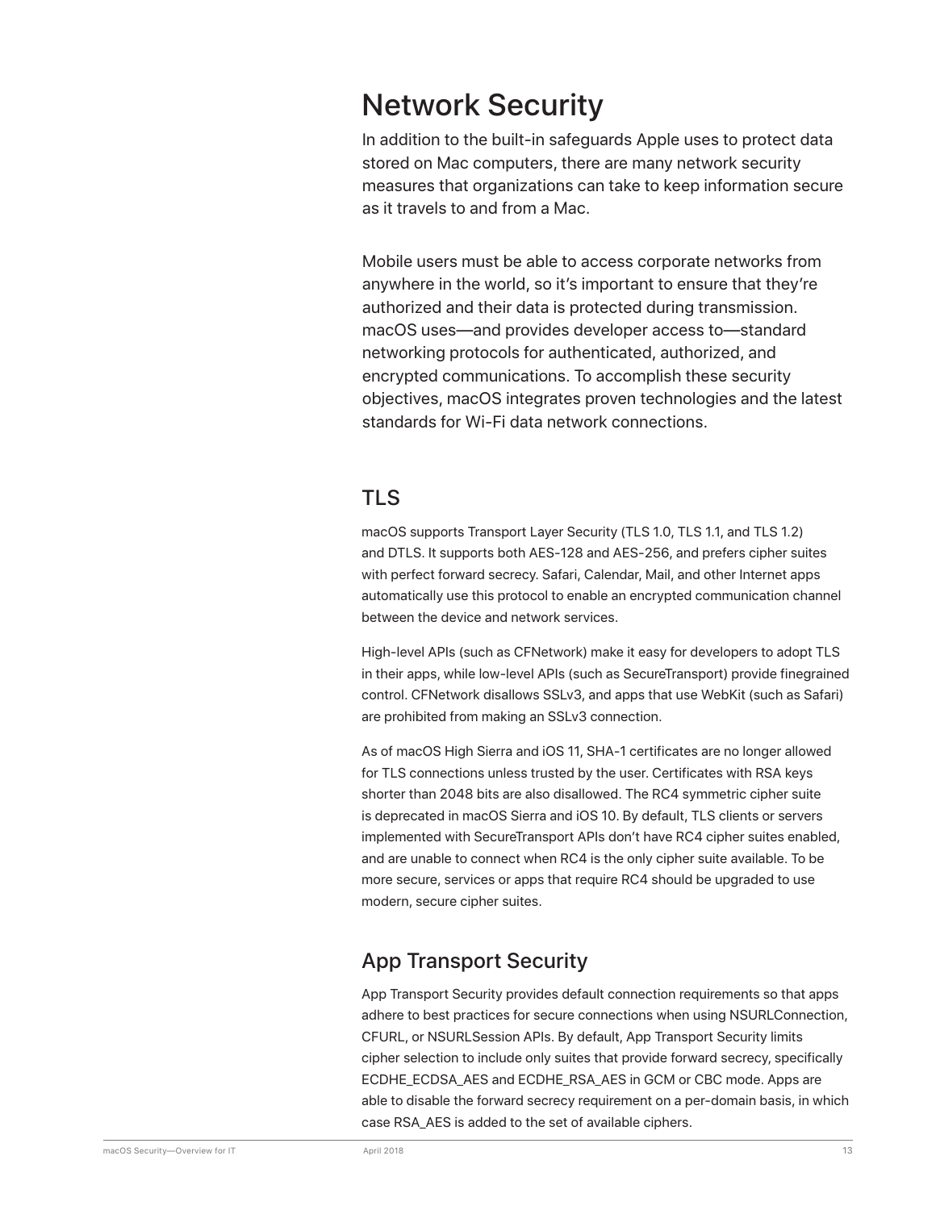# Network Security

In addition to the built-in safeguards Apple uses to protect data stored on Mac computers, there are many network security measures that organizations can take to keep information secure as it travels to and from a Mac.

Mobile users must be able to access corporate networks from anywhere in the world, so it's important to ensure that they're authorized and their data is protected during transmission. macOS uses—and provides developer access to—standard networking protocols for authenticated, authorized, and encrypted communications. To accomplish these security objectives, macOS integrates proven technologies and the latest standards for Wi-Fi data network connections.

## TLS

macOS supports Transport Layer Security (TLS 1.0, TLS 1.1, and TLS 1.2) and DTLS. It supports both AES-128 and AES-256, and prefers cipher suites with perfect forward secrecy. Safari, Calendar, Mail, and other Internet apps automatically use this protocol to enable an encrypted communication channel between the device and network services.

High-level APIs (such as CFNetwork) make it easy for developers to adopt TLS in their apps, while low-level APIs (such as SecureTransport) provide finegrained control. CFNetwork disallows SSLv3, and apps that use WebKit (such as Safari) are prohibited from making an SSLv3 connection.

As of macOS High Sierra and iOS 11, SHA-1 certificates are no longer allowed for TLS connections unless trusted by the user. Certificates with RSA keys shorter than 2048 bits are also disallowed. The RC4 symmetric cipher suite is deprecated in macOS Sierra and iOS 10. By default, TLS clients or servers implemented with SecureTransport APIs don't have RC4 cipher suites enabled, and are unable to connect when RC4 is the only cipher suite available. To be more secure, services or apps that require RC4 should be upgraded to use modern, secure cipher suites.

## App Transport Security

App Transport Security provides default connection requirements so that apps adhere to best practices for secure connections when using NSURLConnection, CFURL, or NSURLSession APIs. By default, App Transport Security limits cipher selection to include only suites that provide forward secrecy, specifically ECDHE_ECDSA_AES and ECDHE_RSA_AES in GCM or CBC mode. Apps are able to disable the forward secrecy requirement on a per-domain basis, in which case RSA_AES is added to the set of available ciphers.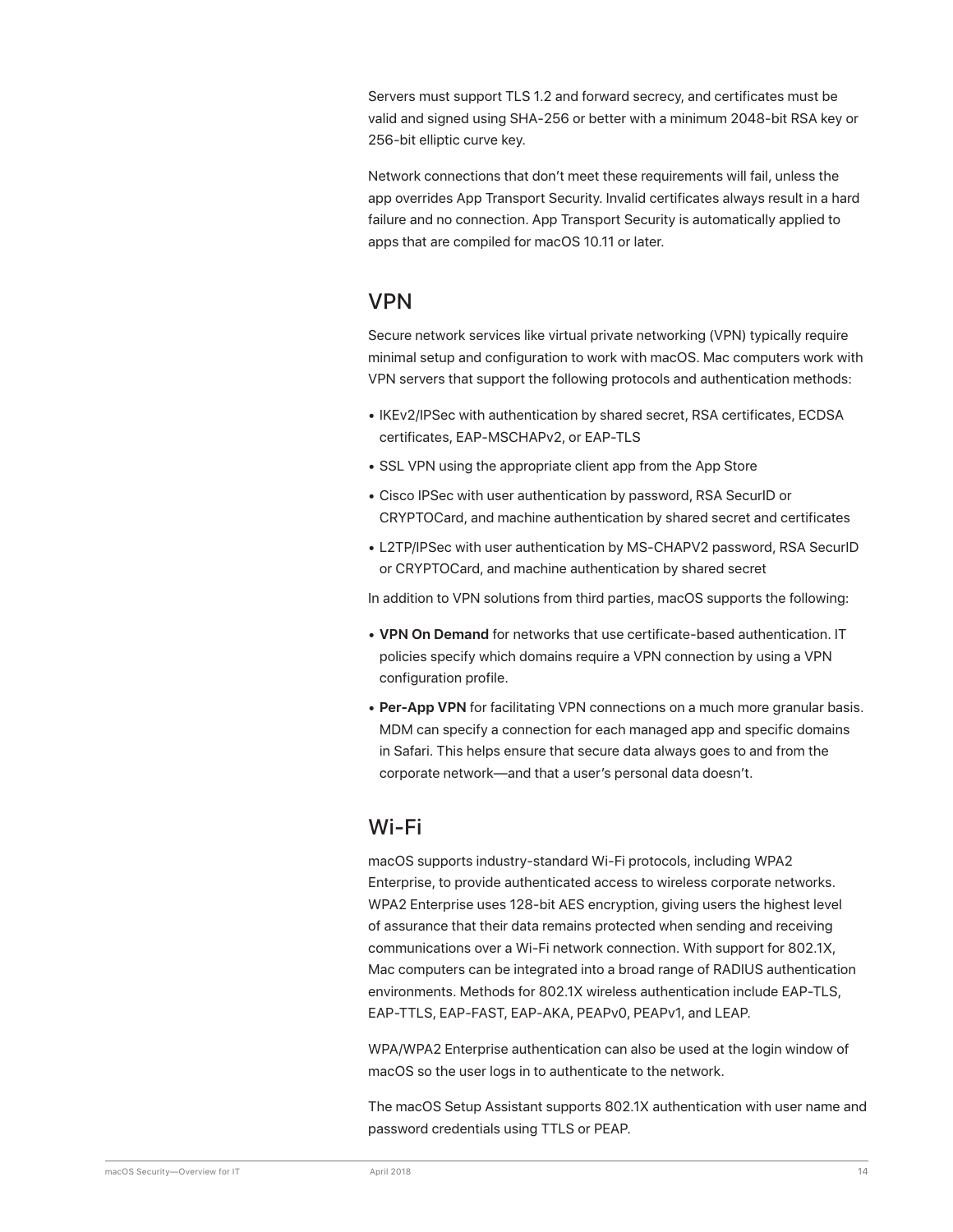Servers must support TLS 1.2 and forward secrecy, and certificates must be valid and signed using SHA-256 or better with a minimum 2048-bit RSA key or 256-bit elliptic curve key.

Network connections that don't meet these requirements will fail, unless the app overrides App Transport Security. Invalid certificates always result in a hard failure and no connection. App Transport Security is automatically applied to apps that are compiled for macOS 10.11 or later.

## VPN

Secure network services like virtual private networking (VPN) typically require minimal setup and configuration to work with macOS. Mac computers work with VPN servers that support the following protocols and authentication methods:

- IKEv2/IPSec with authentication by shared secret, RSA certificates, ECDSA certificates, EAP-MSCHAPv2, or EAP-TLS
- SSL VPN using the appropriate client app from the App Store
- Cisco IPSec with user authentication by password, RSA SecurID or CRYPTOCard, and machine authentication by shared secret and certificates
- L2TP/IPSec with user authentication by MS-CHAPV2 password, RSA SecurID or CRYPTOCard, and machine authentication by shared secret

In addition to VPN solutions from third parties, macOS supports the following:

- **VPN On Demand** for networks that use certificate-based authentication. IT policies specify which domains require a VPN connection by using a VPN configuration profile.
- **Per-App VPN** for facilitating VPN connections on a much more granular basis. MDM can specify a connection for each managed app and specific domains in Safari. This helps ensure that secure data always goes to and from the corporate network—and that a user's personal data doesn't.

## Wi-Fi

macOS supports industry-standard Wi-Fi protocols, including WPA2 Enterprise, to provide authenticated access to wireless corporate networks. WPA2 Enterprise uses 128-bit AES encryption, giving users the highest level of assurance that their data remains protected when sending and receiving communications over a Wi-Fi network connection. With support for 802.1X, Mac computers can be integrated into a broad range of RADIUS authentication environments. Methods for 802.1X wireless authentication include EAP-TLS, EAP-TTLS, EAP-FAST, EAP-AKA, PEAPv0, PEAPv1, and LEAP.

WPA/WPA2 Enterprise authentication can also be used at the login window of macOS so the user logs in to authenticate to the network.

The macOS Setup Assistant supports 802.1X authentication with user name and password credentials using TTLS or PEAP.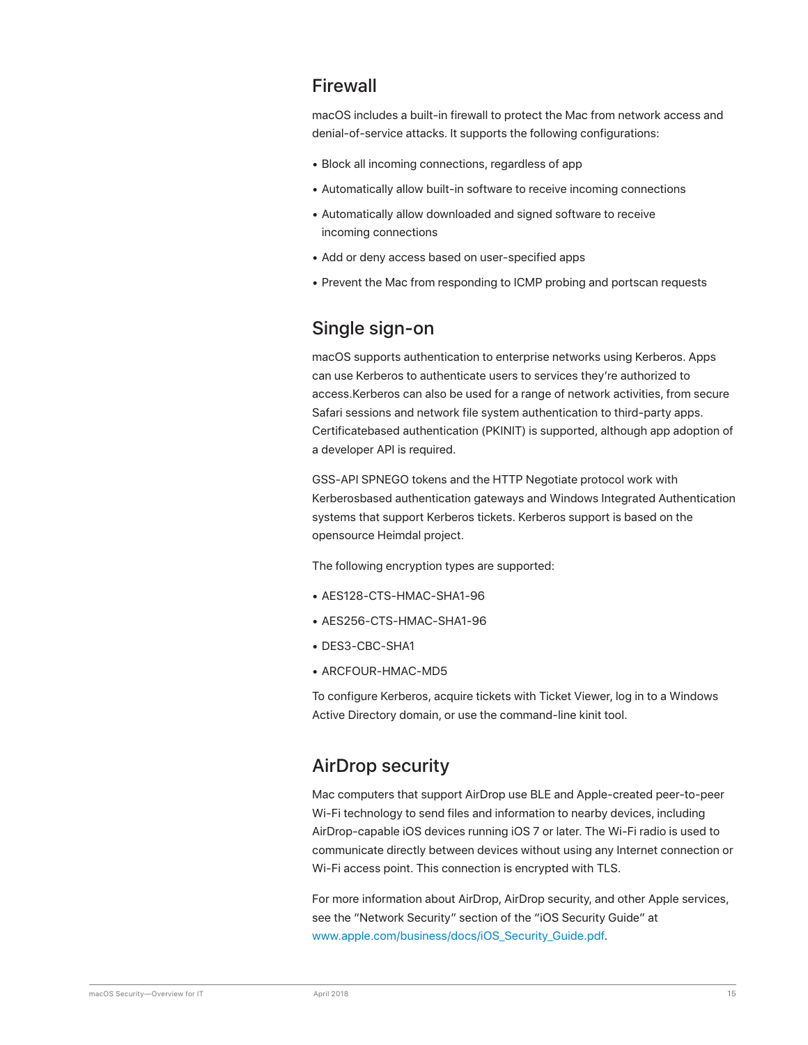## Firewall

macOS includes a built-in firewall to protect the Mac from network access and denial-of-service attacks. It supports the following configurations:

- Block all incoming connections, regardless of app
- Automatically allow built-in software to receive incoming connections
- Automatically allow downloaded and signed software to receive incoming connections
- Add or deny access based on user-specified apps
- Prevent the Mac from responding to ICMP probing and portscan requests

## Single sign-on

macOS supports authentication to enterprise networks using Kerberos. Apps can use Kerberos to authenticate users to services they're authorized to access.Kerberos can also be used for a range of network activities, from secure Safari sessions and network file system authentication to third-party apps. Certificatebased authentication (PKINIT) is supported, although app adoption of a developer API is required.

GSS-API SPNEGO tokens and the HTTP Negotiate protocol work with Kerberosbased authentication gateways and Windows Integrated Authentication systems that support Kerberos tickets. Kerberos support is based on the opensource Heimdal project.

The following encryption types are supported:

- AES128-CTS-HMAC-SHA1-96
- AES256-CTS-HMAC-SHA1-96
- DES3-CBC-SHA1
- ARCFOUR-HMAC-MD5

To configure Kerberos, acquire tickets with Ticket Viewer, log in to a Windows Active Directory domain, or use the command-line kinit tool.

## AirDrop security

Mac computers that support AirDrop use BLE and Apple-created peer-to-peer Wi-Fi technology to send files and information to nearby devices, including AirDrop-capable iOS devices running iOS 7 or later. The Wi-Fi radio is used to communicate directly between devices without using any Internet connection or Wi-Fi access point. This connection is encrypted with TLS.

For more information about AirDrop, AirDrop security, and other Apple services, see the "Network Security" section of the "iOS Security Guide" at www.apple.com/business/docs/iOS_Security_Guide.pdf.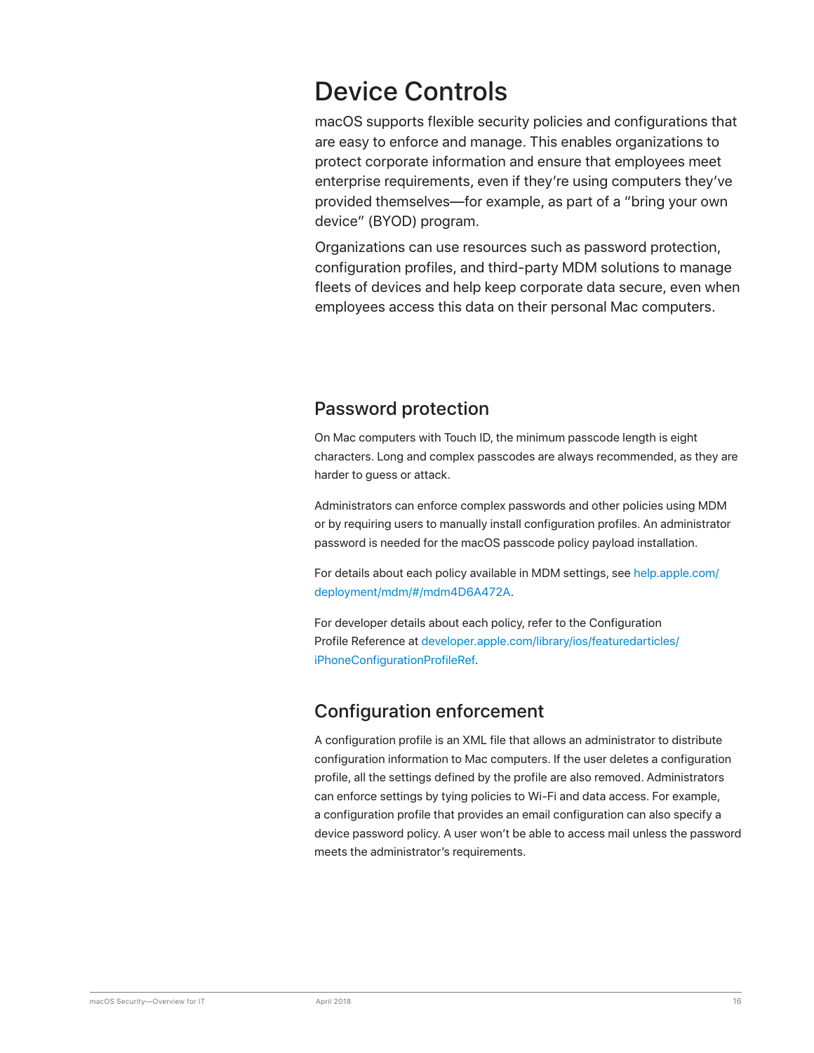# Device Controls

macOS supports flexible security policies and configurations that are easy to enforce and manage. This enables organizations to protect corporate information and ensure that employees meet enterprise requirements, even if they're using computers they've provided themselves—for example, as part of a "bring your own device" (BYOD) program.

Organizations can use resources such as password protection, configuration profiles, and third-party MDM solutions to manage fleets of devices and help keep corporate data secure, even when employees access this data on their personal Mac computers.

## Password protection

On Mac computers with Touch ID, the minimum passcode length is eight characters. Long and complex passcodes are always recommended, as they are harder to guess or attack.

Administrators can enforce complex passwords and other policies using MDM or by requiring users to manually install configuration profiles. An administrator password is needed for the macOS passcode policy payload installation.

For details about each policy available in MDM settings, see help.apple.com/deployment/mdm/#/mdm4D6A472A.

For developer details about each policy, refer to the Configuration Profile Reference at developer.apple.com/library/ios/featuredarticles/iPhoneConfigurationProfileRef.

## Configuration enforcement

A configuration profile is an XML file that allows an administrator to distribute configuration information to Mac computers. If the user deletes a configuration profile, all the settings defined by the profile are also removed. Administrators can enforce settings by tying policies to Wi-Fi and data access. For example, a configuration profile that provides an email configuration can also specify a device password policy. A user won't be able to access mail unless the password meets the administrator's requirements.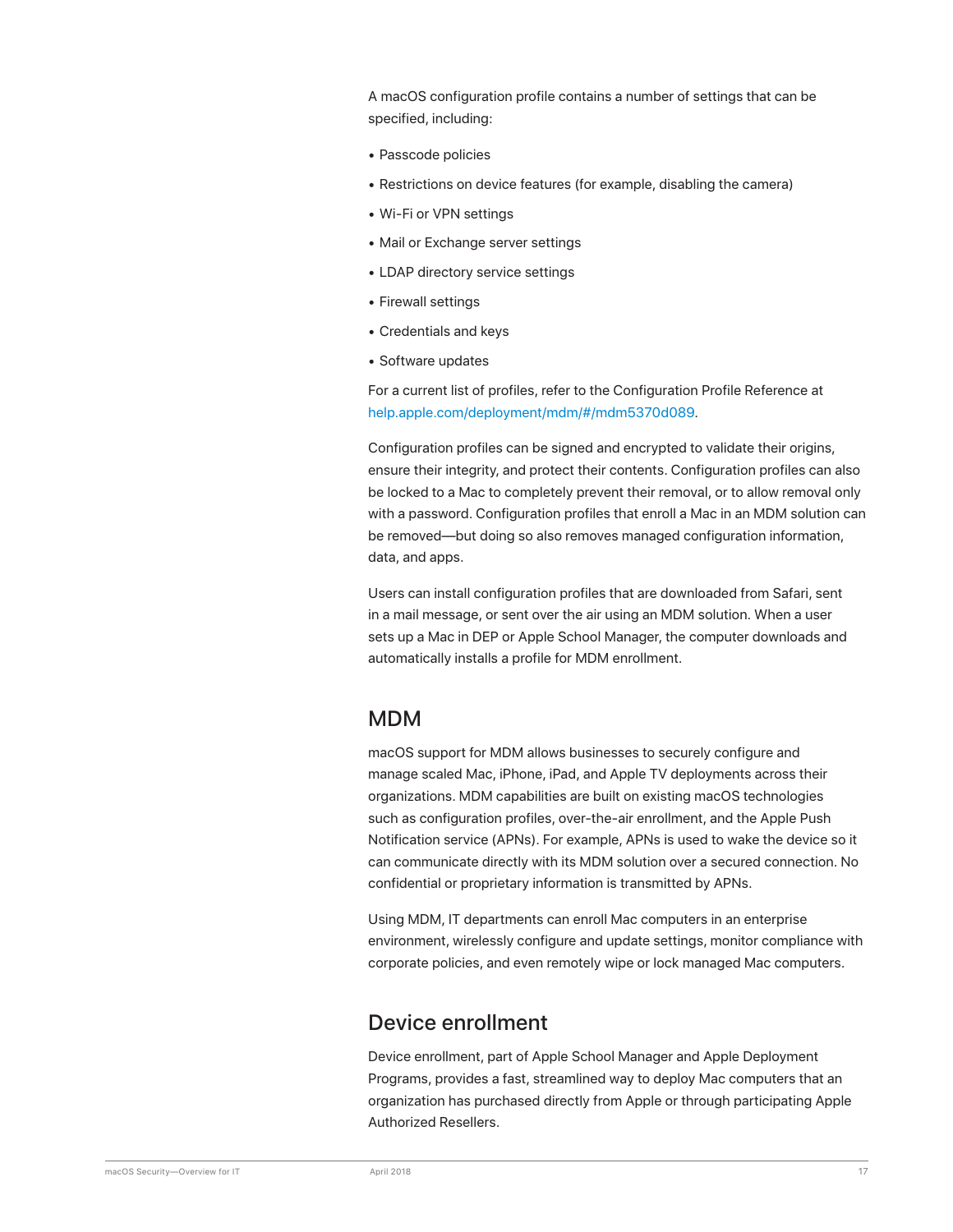A macOS configuration profile contains a number of settings that can be specified, including:

- Passcode policies
- Restrictions on device features (for example, disabling the camera)
- Wi-Fi or VPN settings
- Mail or Exchange server settings
- LDAP directory service settings
- Firewall settings
- Credentials and keys
- Software updates

For a current list of profiles, refer to the Configuration Profile Reference at help.apple.com/deployment/mdm/#/mdm5370d089.

Configuration profiles can be signed and encrypted to validate their origins, ensure their integrity, and protect their contents. Configuration profiles can also be locked to a Mac to completely prevent their removal, or to allow removal only with a password. Configuration profiles that enroll a Mac in an MDM solution can be removed—but doing so also removes managed configuration information, data, and apps.

Users can install configuration profiles that are downloaded from Safari, sent in a mail message, or sent over the air using an MDM solution. When a user sets up a Mac in DEP or Apple School Manager, the computer downloads and automatically installs a profile for MDM enrollment.

## MDM

macOS support for MDM allows businesses to securely configure and manage scaled Mac, iPhone, iPad, and Apple TV deployments across their organizations. MDM capabilities are built on existing macOS technologies such as configuration profiles, over-the-air enrollment, and the Apple Push Notification service (APNs). For example, APNs is used to wake the device so it can communicate directly with its MDM solution over a secured connection. No confidential or proprietary information is transmitted by APNs.

Using MDM, IT departments can enroll Mac computers in an enterprise environment, wirelessly configure and update settings, monitor compliance with corporate policies, and even remotely wipe or lock managed Mac computers.

## Device enrollment

Device enrollment, part of Apple School Manager and Apple Deployment Programs, provides a fast, streamlined way to deploy Mac computers that an organization has purchased directly from Apple or through participating Apple Authorized Resellers.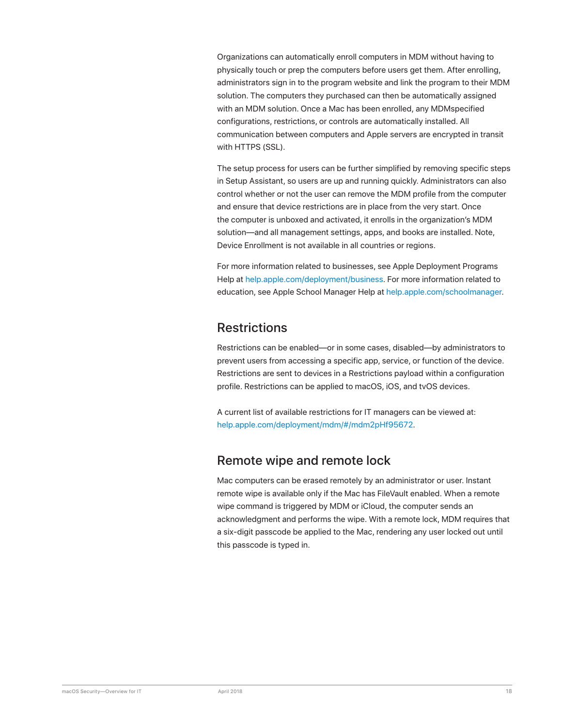Organizations can automatically enroll computers in MDM without having to physically touch or prep the computers before users get them. After enrolling, administrators sign in to the program website and link the program to their MDM solution. The computers they purchased can then be automatically assigned with an MDM solution. Once a Mac has been enrolled, any MDMspecified configurations, restrictions, or controls are automatically installed. All communication between computers and Apple servers are encrypted in transit with HTTPS (SSL).

The setup process for users can be further simplified by removing specific steps in Setup Assistant, so users are up and running quickly. Administrators can also control whether or not the user can remove the MDM profile from the computer and ensure that device restrictions are in place from the very start. Once the computer is unboxed and activated, it enrolls in the organization's MDM solution—and all management settings, apps, and books are installed. Note, Device Enrollment is not available in all countries or regions.

For more information related to businesses, see Apple Deployment Programs Help at help.apple.com/deployment/business. For more information related to education, see Apple School Manager Help at help.apple.com/schoolmanager.

## Restrictions

Restrictions can be enabled—or in some cases, disabled—by administrators to prevent users from accessing a specific app, service, or function of the device. Restrictions are sent to devices in a Restrictions payload within a configuration profile. Restrictions can be applied to macOS, iOS, and tvOS devices.

A current list of available restrictions for IT managers can be viewed at: help.apple.com/deployment/mdm/#/mdm2pHf95672.

## Remote wipe and remote lock

Mac computers can be erased remotely by an administrator or user. Instant remote wipe is available only if the Mac has FileVault enabled. When a remote wipe command is triggered by MDM or iCloud, the computer sends an acknowledgment and performs the wipe. With a remote lock, MDM requires that a six-digit passcode be applied to the Mac, rendering any user locked out until this passcode is typed in.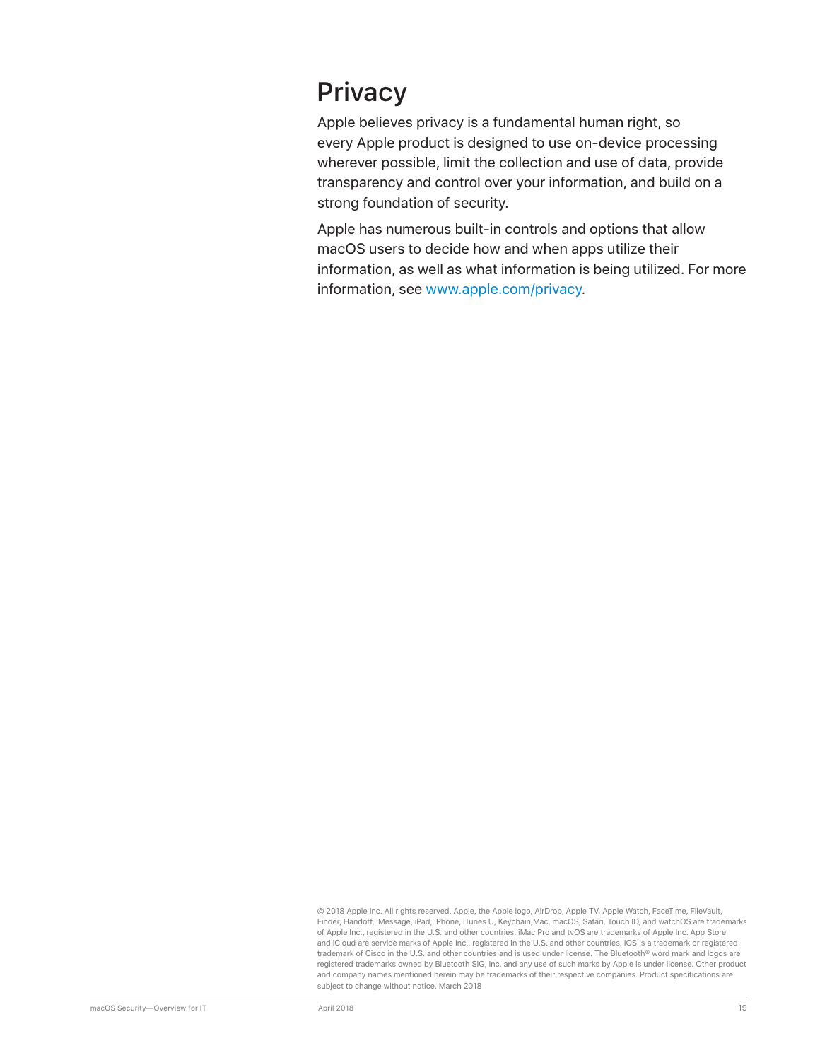# Privacy

Apple believes privacy is a fundamental human right, so every Apple product is designed to use on-device processing wherever possible, limit the collection and use of data, provide transparency and control over your information, and build on a strong foundation of security.

Apple has numerous built-in controls and options that allow macOS users to decide how and when apps utilize their information, as well as what information is being utilized. For more information, see www.apple.com/privacy.

© 2018 Apple Inc. All rights reserved. Apple, the Apple logo, AirDrop, Apple TV, Apple Watch, FaceTime, FileVault, Finder, Handoff, iMessage, iPad, iPhone, iTunes U, Keychain,Mac, macOS, Safari, Touch ID, and watchOS are trademarks of Apple Inc., registered in the U.S. and other countries. iMac Pro and tvOS are trademarks of Apple Inc. App Store and iCloud are service marks of Apple Inc., registered in the U.S. and other countries. IOS is a trademark or registered trademark of Cisco in the U.S. and other countries and is used under license. The Bluetooth® word mark and logos are registered trademarks owned by Bluetooth SIG, Inc. and any use of such marks by Apple is under license. Other product and company names mentioned herein may be trademarks of their respective companies. Product specifications are subject to change without notice. March 2018